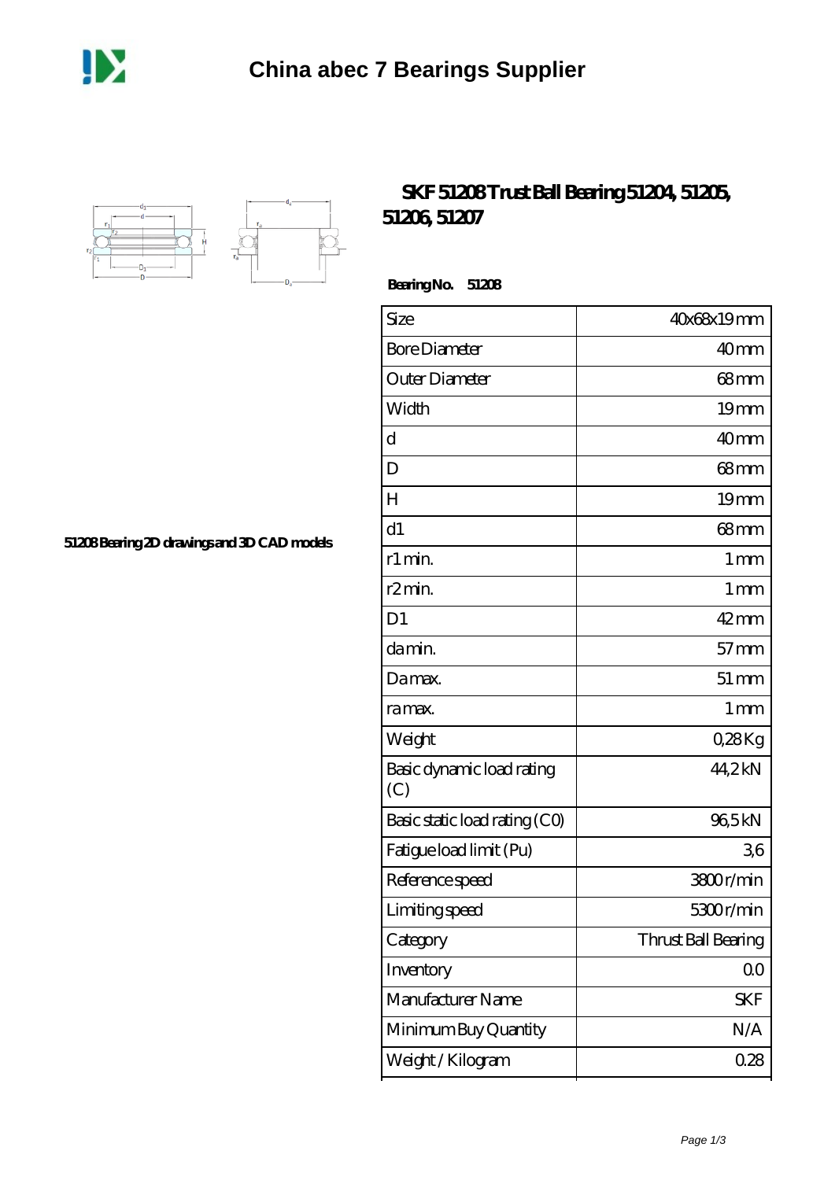# China abec 7 Bearings Supplier

## SKF 51208 Trust Ball Bearing 51204, 51205, 51206, 51207

**Bearing No. 51208**

51208 Bearing 2D drawings and 3D CAD models

| Size | 40x68x19 mm |
|---|---|
| Bore Diameter | 40 mm |
| Outer Diameter | 68 mm |
| Width | 19 mm |
| d | 40 mm |
| D | 68 mm |
| H | 19 mm |
| d1 | 68 mm |
| r1 min. | 1 mm |
| r2 min. | 1 mm |
| D1 | 42 mm |
| da min. | 57 mm |
| Da max. | 51 mm |
| ra max. | 1 mm |
| Weight | 0,28 Kg |
| Basic dynamic load rating (C) | 44,2 kN |
| Basic static load rating (C0) | 96,5 kN |
| Fatigue load limit (Pu) | 3,6 |
| Reference speed | 3800 r/min |
| Limiting speed | 5300 r/min |
| Category | Thrust Ball Bearing |
| Inventory | 0.0 |
| Manufacturer Name | SKF |
| Minimum Buy Quantity | N/A |
| Weight / Kilogram | 0.28 |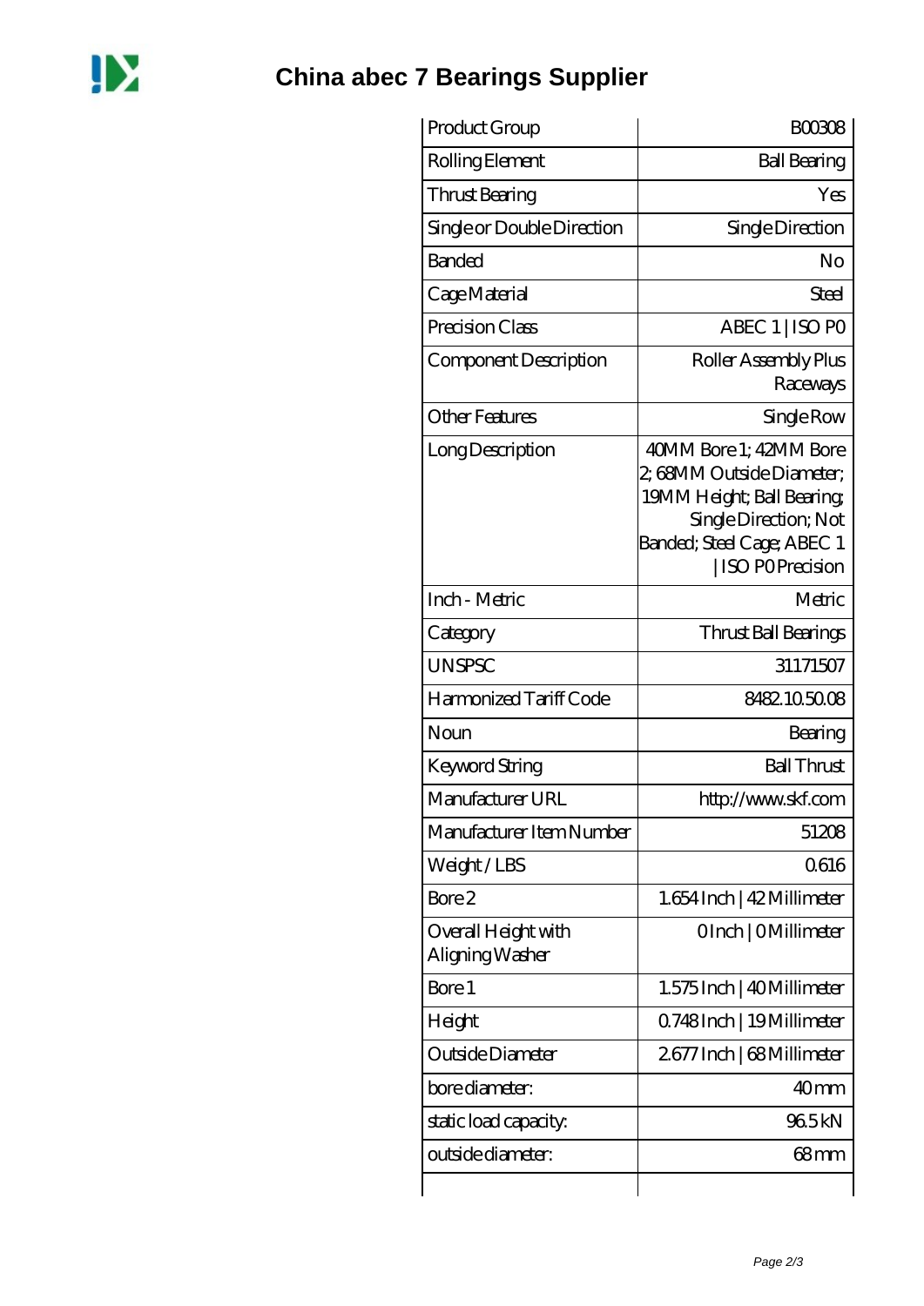# China abec 7 Bearings Supplier

| Product Group | B00308 |
| --- | --- |
| Rolling Element | Ball Bearing |
| Thrust Bearing | Yes |
| Single or Double Direction | Single Direction |
| Banded | No |
| Cage Material | Steel |
| Precision Class | ABEC 1 \| ISO P0 |
| Component Description | Roller Assembly Plus Raceways |
| Other Features | Single Row |
| Long Description | 40MM Bore 1; 42MM Bore 2; 68MM Outside Diameter; 19MM Height; Ball Bearing; Single Direction; Not Banded; Steel Cage; ABEC 1 \| ISO P0 Precision |
| Inch - Metric | Metric |
| Category | Thrust Ball Bearings |
| UNSPSC | 31171507 |
| Harmonized Tariff Code | 8482.10.50.08 |
| Noun | Bearing |
| Keyword String | Ball Thrust |
| Manufacturer URL | http://www.skf.com |
| Manufacturer Item Number | 51208 |
| Weight / LBS | 0.616 |
| Bore 2 | 1.654 Inch \| 42 Millimeter |
| Overall Height with Aligning Washer | 0 Inch \| 0 Millimeter |
| Bore 1 | 1.575 Inch \| 40 Millimeter |
| Height | 0.748 Inch \| 19 Millimeter |
| Outside Diameter | 2.677 Inch \| 68 Millimeter |
| bore diameter: | 40 mm |
| static load capacity: | 96.5 kN |
| outside diameter: | 68 mm |
| | |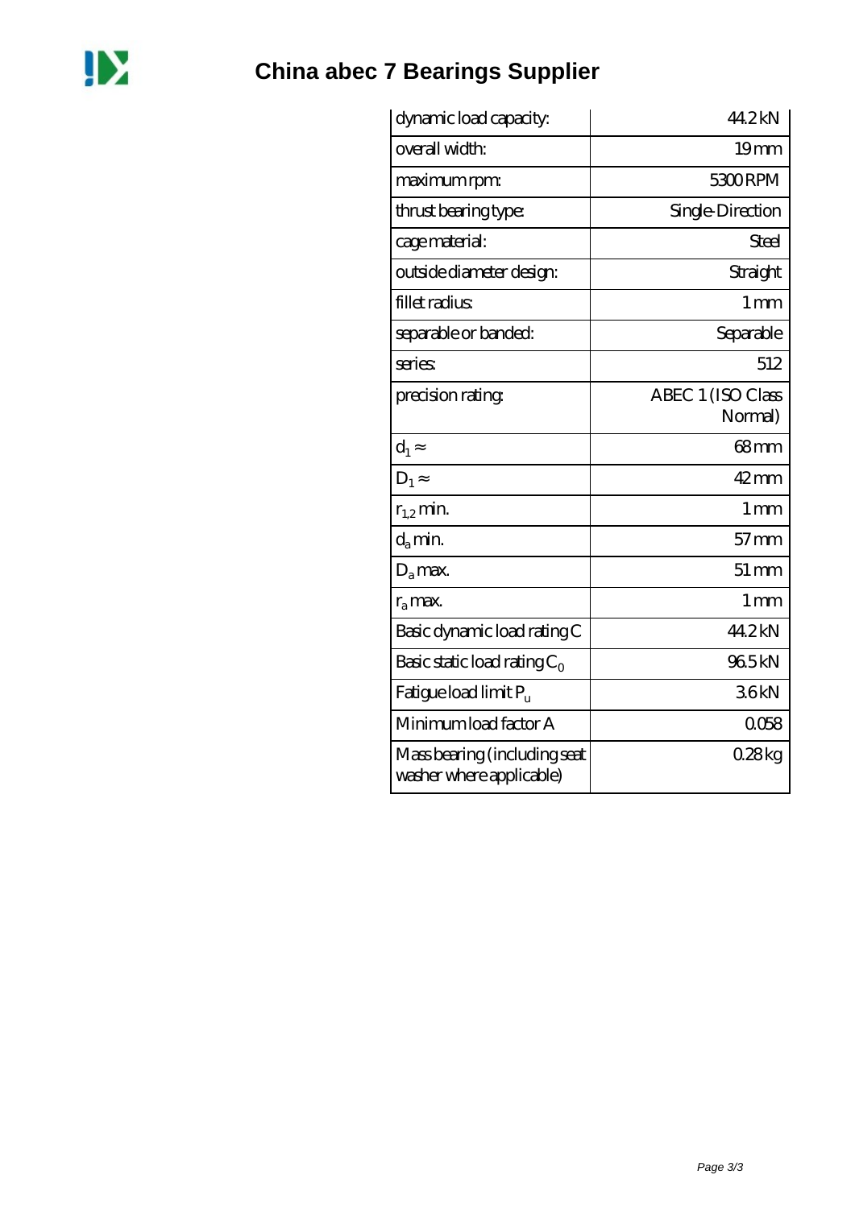# China abec 7 Bearings Supplier

| | |
|---|---|
| dynamic load capacity: | 44.2 kN |
| overall width: | 19 mm |
| maximum rpm: | 5300 RPM |
| thrust bearing type: | Single-Direction |
| cage material: | Steel |
| outside diameter design: | Straight |
| fillet radius: | 1 mm |
| separable or banded: | Separable |
| series: | 512 |
| precision rating: | ABEC 1 (ISO Class Normal) |
| $d_1$ ≈ | 68 mm |
| $D_1$ ≈ | 42 mm |
| $r_{1,2}$ min. | 1 mm |
| $d_a$ min. | 57 mm |
| $D_a$ max. | 51 mm |
| $r_a$ max. | 1 mm |
| Basic dynamic load rating C | 44.2 kN |
| Basic static load rating $C_0$ | 96.5 kN |
| Fatigue load limit $P_u$ | 3.6 kN |
| Minimum load factor A | 0.058 |
| Mass bearing (including seat washer where applicable) | 0.28 kg |